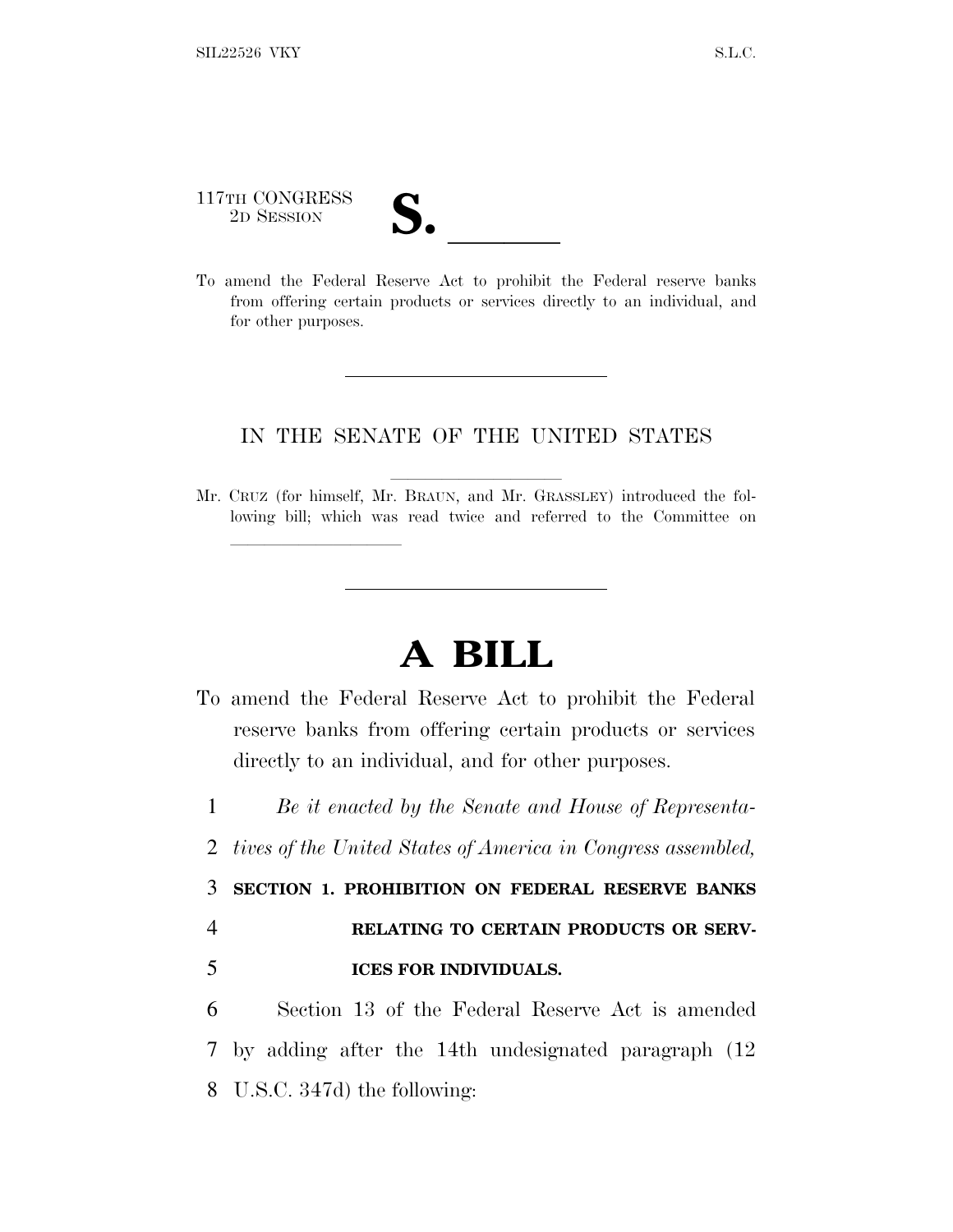117TH CONGRESS
2D SESSION

# S. ______

To amend the Federal Reserve Act to prohibit the Federal reserve banks from offering certain products or services directly to an individual, and for other purposes.

---

IN THE SENATE OF THE UNITED STATES

Mr. CRUZ (for himself, Mr. BRAUN, and Mr. GRASSLEY) introduced the following bill; which was read twice and referred to the Committee on ______________

---

# A BILL

To amend the Federal Reserve Act to prohibit the Federal reserve banks from offering certain products or services directly to an individual, and for other purposes.

1 *Be it enacted by the Senate and House of Representa-*
2 *tives of the United States of America in Congress assembled,*

3 **SECTION 1. PROHIBITION ON FEDERAL RESERVE BANKS**
4 **RELATING TO CERTAIN PRODUCTS OR SERV-**
5 **ICES FOR INDIVIDUALS.**

6 Section 13 of the Federal Reserve Act is amended
7 by adding after the 14th undesignated paragraph (12
8 U.S.C. 347d) the following: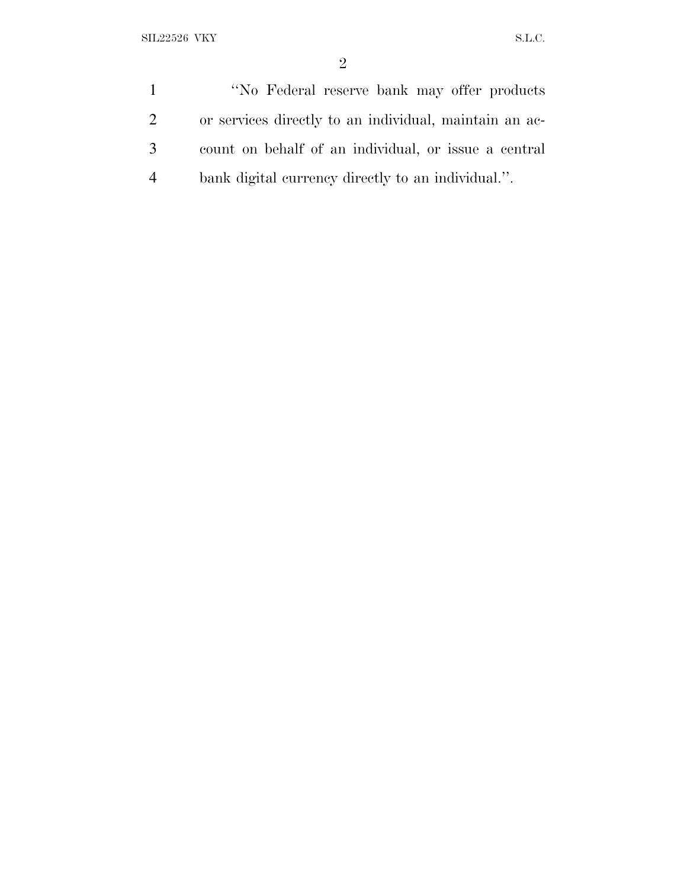"No Federal reserve bank may offer products or services directly to an individual, maintain an account on behalf of an individual, or issue a central bank digital currency directly to an individual.".